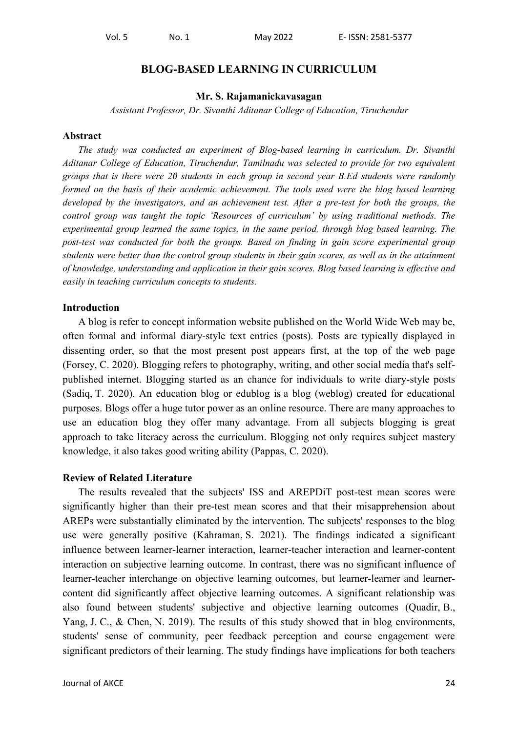# BLOG-BASED LEARNING IN CURRICULUM

**Mr. S. Rajamanickavasagan**

*Assistant Professor, Dr. Sivanthi Aditanar College of Education, Tiruchendur*

## Abstract

*The study was conducted an experiment of Blog-based learning in curriculum. Dr. Sivanthi Aditanar College of Education, Tiruchendur, Tamilnadu was selected to provide for two equivalent groups that is there were 20 students in each group in second year B.Ed students were randomly formed on the basis of their academic achievement. The tools used were the blog based learning developed by the investigators, and an achievement test. After a pre-test for both the groups, the control group was taught the topic 'Resources of curriculum' by using traditional methods. The experimental group learned the same topics, in the same period, through blog based learning. The post-test was conducted for both the groups. Based on finding in gain score experimental group students were better than the control group students in their gain scores, as well as in the attainment of knowledge, understanding and application in their gain scores. Blog based learning is effective and easily in teaching curriculum concepts to students.*

## Introduction

A blog is refer to concept information website published on the World Wide Web may be, often formal and informal diary-style text entries (posts). Posts are typically displayed in dissenting order, so that the most present post appears first, at the top of the web page (Forsey, C. 2020). Blogging refers to photography, writing, and other social media that's self-published internet. Blogging started as an chance for individuals to write diary-style posts (Sadiq, T. 2020). An education blog or edublog is a blog (weblog) created for educational purposes. Blogs offer a huge tutor power as an online resource. There are many approaches to use an education blog they offer many advantage. From all subjects blogging is great approach to take literacy across the curriculum. Blogging not only requires subject mastery knowledge, it also takes good writing ability (Pappas, C. 2020).

## Review of Related Literature

The results revealed that the subjects' ISS and AREPDiT post-test mean scores were significantly higher than their pre-test mean scores and that their misapprehension about AREPs were substantially eliminated by the intervention. The subjects' responses to the blog use were generally positive (Kahraman, S. 2021). The findings indicated a significant influence between learner-learner interaction, learner-teacher interaction and learner-content interaction on subjective learning outcome. In contrast, there was no significant influence of learner-teacher interchange on objective learning outcomes, but learner-learner and learner-content did significantly affect objective learning outcomes. A significant relationship was also found between students' subjective and objective learning outcomes (Quadir, B., Yang, J. C., & Chen, N. 2019). The results of this study showed that in blog environments, students' sense of community, peer feedback perception and course engagement were significant predictors of their learning. The study findings have implications for both teachers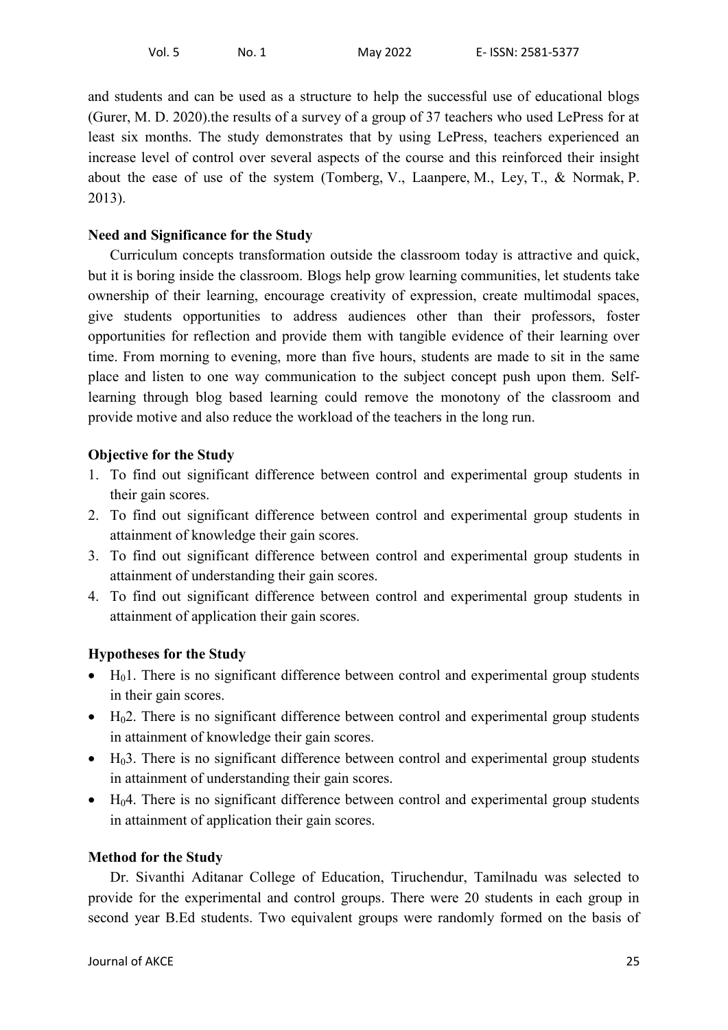and students and can be used as a structure to help the successful use of educational blogs (Gurer, M. D. 2020).the results of a survey of a group of 37 teachers who used LePress for at least six months. The study demonstrates that by using LePress, teachers experienced an increase level of control over several aspects of the course and this reinforced their insight about the ease of use of the system (Tomberg, V., Laanpere, M., Ley, T., & Normak, P. 2013).

**Need and Significance for the Study**

Curriculum concepts transformation outside the classroom today is attractive and quick, but it is boring inside the classroom. Blogs help grow learning communities, let students take ownership of their learning, encourage creativity of expression, create multimodal spaces, give students opportunities to address audiences other than their professors, foster opportunities for reflection and provide them with tangible evidence of their learning over time. From morning to evening, more than five hours, students are made to sit in the same place and listen to one way communication to the subject concept push upon them. Self-learning through blog based learning could remove the monotony of the classroom and provide motive and also reduce the workload of the teachers in the long run.

**Objective for the Study**

1. To find out significant difference between control and experimental group students in their gain scores.
2. To find out significant difference between control and experimental group students in attainment of knowledge their gain scores.
3. To find out significant difference between control and experimental group students in attainment of understanding their gain scores.
4. To find out significant difference between control and experimental group students in attainment of application their gain scores.

**Hypotheses for the Study**

- $H_0$1. There is no significant difference between control and experimental group students in their gain scores.
- $H_0$2. There is no significant difference between control and experimental group students in attainment of knowledge their gain scores.
- $H_0$3. There is no significant difference between control and experimental group students in attainment of understanding their gain scores.
- $H_0$4. There is no significant difference between control and experimental group students in attainment of application their gain scores.

**Method for the Study**

Dr. Sivanthi Aditanar College of Education, Tiruchendur, Tamilnadu was selected to provide for the experimental and control groups. There were 20 students in each group in second year B.Ed students. Two equivalent groups were randomly formed on the basis of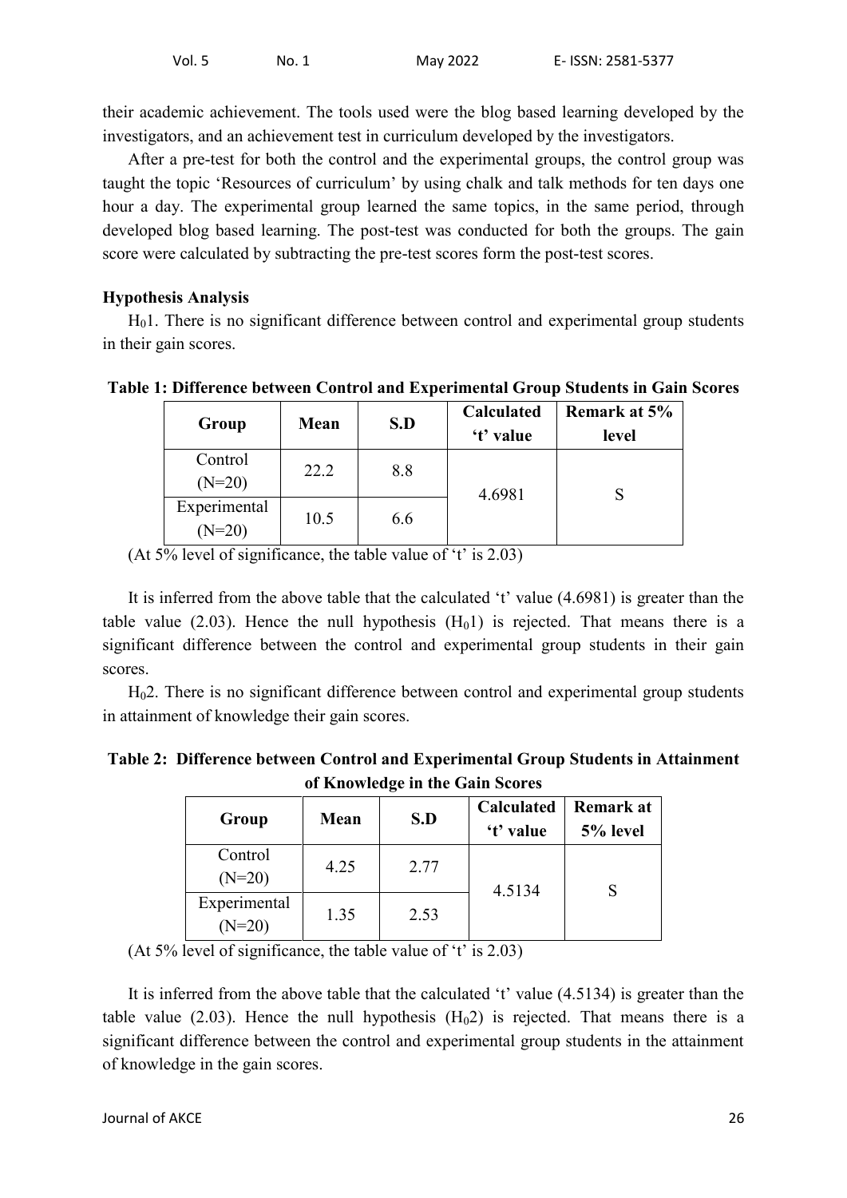their academic achievement. The tools used were the blog based learning developed by the investigators, and an achievement test in curriculum developed by the investigators.

After a pre-test for both the control and the experimental groups, the control group was taught the topic 'Resources of curriculum' by using chalk and talk methods for ten days one hour a day. The experimental group learned the same topics, in the same period, through developed blog based learning. The post-test was conducted for both the groups. The gain score were calculated by subtracting the pre-test scores form the post-test scores.

**Hypothesis Analysis**

$H_0$1. There is no significant difference between control and experimental group students in their gain scores.

**Table 1: Difference between Control and Experimental Group Students in Gain Scores**

| Group | Mean | S.D | Calculated 't' value | Remark at 5% level |
|---|---|---|---|---|
| Control (N=20) | 22.2 | 8.8 | 4.6981 | S |
| Experimental (N=20) | 10.5 | 6.6 | | |

(At 5% level of significance, the table value of 't' is 2.03)

It is inferred from the above table that the calculated 't' value (4.6981) is greater than the table value (2.03). Hence the null hypothesis ($H_0$1) is rejected. That means there is a significant difference between the control and experimental group students in their gain scores.

$H_0$2. There is no significant difference between control and experimental group students in attainment of knowledge their gain scores.

**Table 2: Difference between Control and Experimental Group Students in Attainment of Knowledge in the Gain Scores**

| Group | Mean | S.D | Calculated 't' value | Remark at 5% level |
|---|---|---|---|---|
| Control (N=20) | 4.25 | 2.77 | 4.5134 | S |
| Experimental (N=20) | 1.35 | 2.53 | | |

(At 5% level of significance, the table value of 't' is 2.03)

It is inferred from the above table that the calculated 't' value (4.5134) is greater than the table value (2.03). Hence the null hypothesis ($H_0$2) is rejected. That means there is a significant difference between the control and experimental group students in the attainment of knowledge in the gain scores.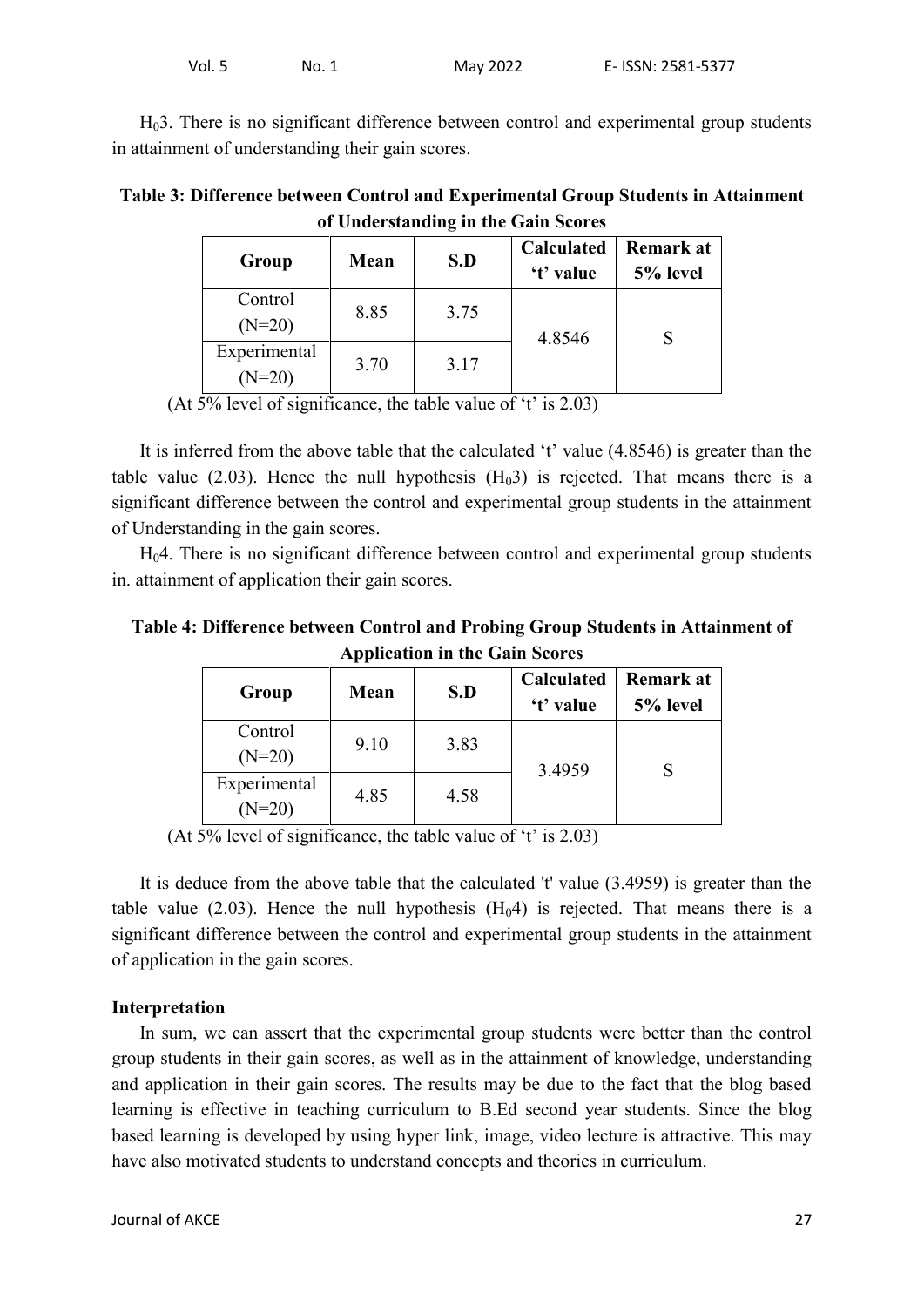$H_03$. There is no significant difference between control and experimental group students in attainment of understanding their gain scores.

**Table 3: Difference between Control and Experimental Group Students in Attainment of Understanding in the Gain Scores**

| Group | Mean | S.D | Calculated 't' value | Remark at 5% level |
|---|---|---|---|---|
| Control (N=20) | 8.85 | 3.75 | 4.8546 | S |
| Experimental (N=20) | 3.70 | 3.17 | | |

(At 5% level of significance, the table value of 't' is 2.03)

It is inferred from the above table that the calculated 't' value (4.8546) is greater than the table value (2.03). Hence the null hypothesis ($H_03$) is rejected. That means there is a significant difference between the control and experimental group students in the attainment of Understanding in the gain scores.

$H_04$. There is no significant difference between control and experimental group students in. attainment of application their gain scores.

**Table 4: Difference between Control and Probing Group Students in Attainment of Application in the Gain Scores**

| Group | Mean | S.D | Calculated 't' value | Remark at 5% level |
|---|---|---|---|---|
| Control (N=20) | 9.10 | 3.83 | 3.4959 | S |
| Experimental (N=20) | 4.85 | 4.58 | | |

(At 5% level of significance, the table value of 't' is 2.03)

It is deduce from the above table that the calculated 't' value (3.4959) is greater than the table value (2.03). Hence the null hypothesis ($H_04$) is rejected. That means there is a significant difference between the control and experimental group students in the attainment of application in the gain scores.

**Interpretation**

In sum, we can assert that the experimental group students were better than the control group students in their gain scores, as well as in the attainment of knowledge, understanding and application in their gain scores. The results may be due to the fact that the blog based learning is effective in teaching curriculum to B.Ed second year students. Since the blog based learning is developed by using hyper link, image, video lecture is attractive. This may have also motivated students to understand concepts and theories in curriculum.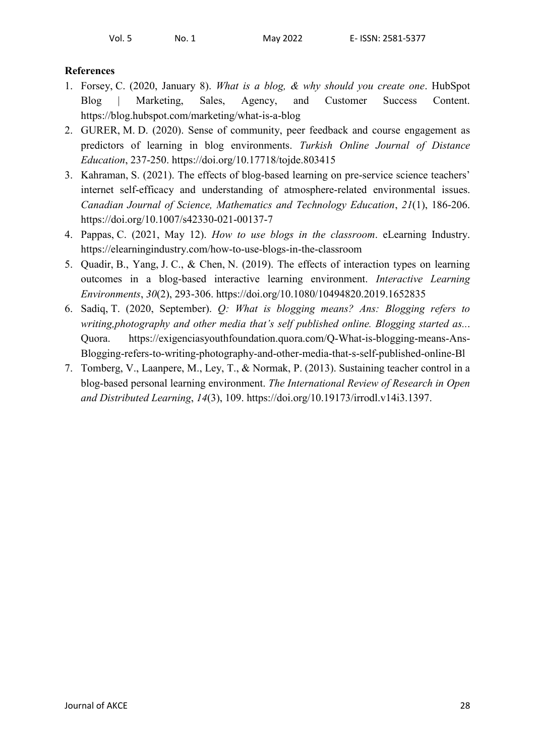**References**

1. Forsey, C. (2020, January 8). *What is a blog, & why should you create one*. HubSpot Blog | Marketing, Sales, Agency, and Customer Success Content. https://blog.hubspot.com/marketing/what-is-a-blog
2. GURER, M. D. (2020). Sense of community, peer feedback and course engagement as predictors of learning in blog environments. *Turkish Online Journal of Distance Education*, 237-250. https://doi.org/10.17718/tojde.803415
3. Kahraman, S. (2021). The effects of blog-based learning on pre-service science teachers' internet self-efficacy and understanding of atmosphere-related environmental issues. *Canadian Journal of Science, Mathematics and Technology Education*, *21*(1), 186-206. https://doi.org/10.1007/s42330-021-00137-7
4. Pappas, C. (2021, May 12). *How to use blogs in the classroom*. eLearning Industry. https://elearningindustry.com/how-to-use-blogs-in-the-classroom
5. Quadir, B., Yang, J. C., & Chen, N. (2019). The effects of interaction types on learning outcomes in a blog-based interactive learning environment. *Interactive Learning Environments*, *30*(2), 293-306. https://doi.org/10.1080/10494820.2019.1652835
6. Sadiq, T. (2020, September). *Q: What is blogging means? Ans: Blogging refers to writing,photography and other media that's self published online. Blogging started as...* Quora. https://exigenciasyouthfoundation.quora.com/Q-What-is-blogging-means-Ans-Blogging-refers-to-writing-photography-and-other-media-that-s-self-published-online-Bl
7. Tomberg, V., Laanpere, M., Ley, T., & Normak, P. (2013). Sustaining teacher control in a blog-based personal learning environment. *The International Review of Research in Open and Distributed Learning*, *14*(3), 109. https://doi.org/10.19173/irrodl.v14i3.1397.